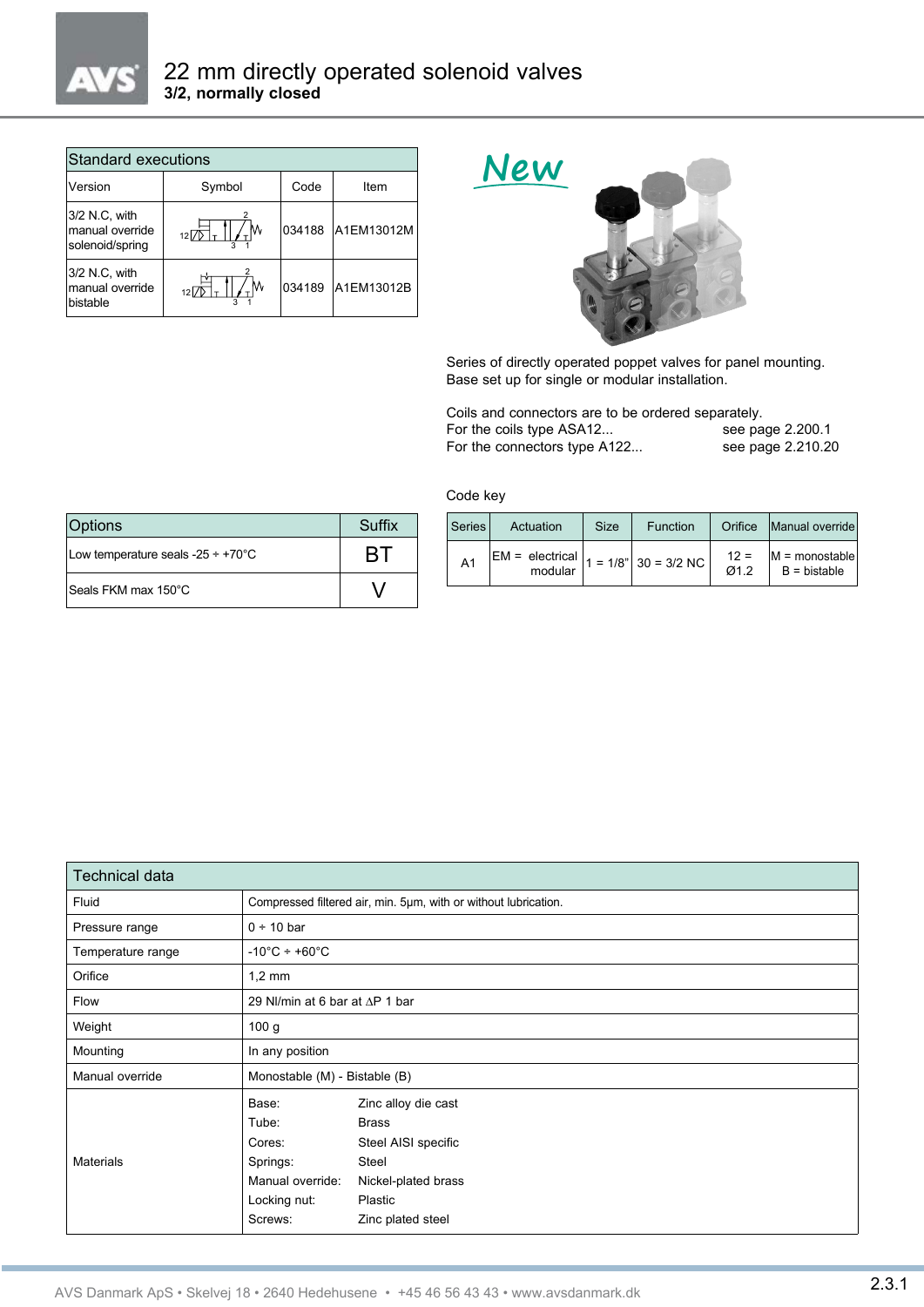# 22 mm directly operated solenoid valves

**3/2, normally closed**

| Standard executions | | | |
|---|---|---|---|
| Version | Symbol | Code | Item |
| 3/2 N.C, with manual override solenoid/spring | | 034188 | A1EM13012M |
| 3/2 N.C, with manual override bistable | | 034189 | A1EM13012B |

New

Series of directly operated poppet valves for panel mounting.
Base set up for single or modular installation.

Coils and connectors are to be ordered separately.
For the coils type ASA12... see page 2.200.1
For the connectors type A122... see page 2.210.20

Code key

| Series | Actuation | Size | Function | Orifice | Manual override |
|---|---|---|---|---|---|
| A1 | EM = electrical modular | 1 = 1/8" | 30 = 3/2 NC | 12 = Ø1.2 | M = monostable B = bistable |

| Options | Suffix |
|---|---|
| Low temperature seals -25 ÷ +70°C | BT |
| Seals FKM max 150°C | V |

| Technical data | |
|---|---|
| Fluid | Compressed filtered air, min. 5µm, with or without lubrication. |
| Pressure range | 0 ÷ 10 bar |
| Temperature range | -10°C ÷ +60°C |
| Orifice | 1,2 mm |
| Flow | 29 Nl/min at 6 bar at ∆P 1 bar |
| Weight | 100 g |
| Mounting | In any position |
| Manual override | Monostable (M) - Bistable (B) |
| Materials | Base: Zinc alloy die cast<br>Tube: Brass<br>Cores: Steel AISI specific<br>Springs: Steel<br>Manual override: Nickel-plated brass<br>Locking nut: Plastic<br>Screws: Zinc plated steel |

AVS Danmark ApS • Skelvej 18 • 2640 Hedehusene • +45 46 56 43 43 • www.avsdanmark.dk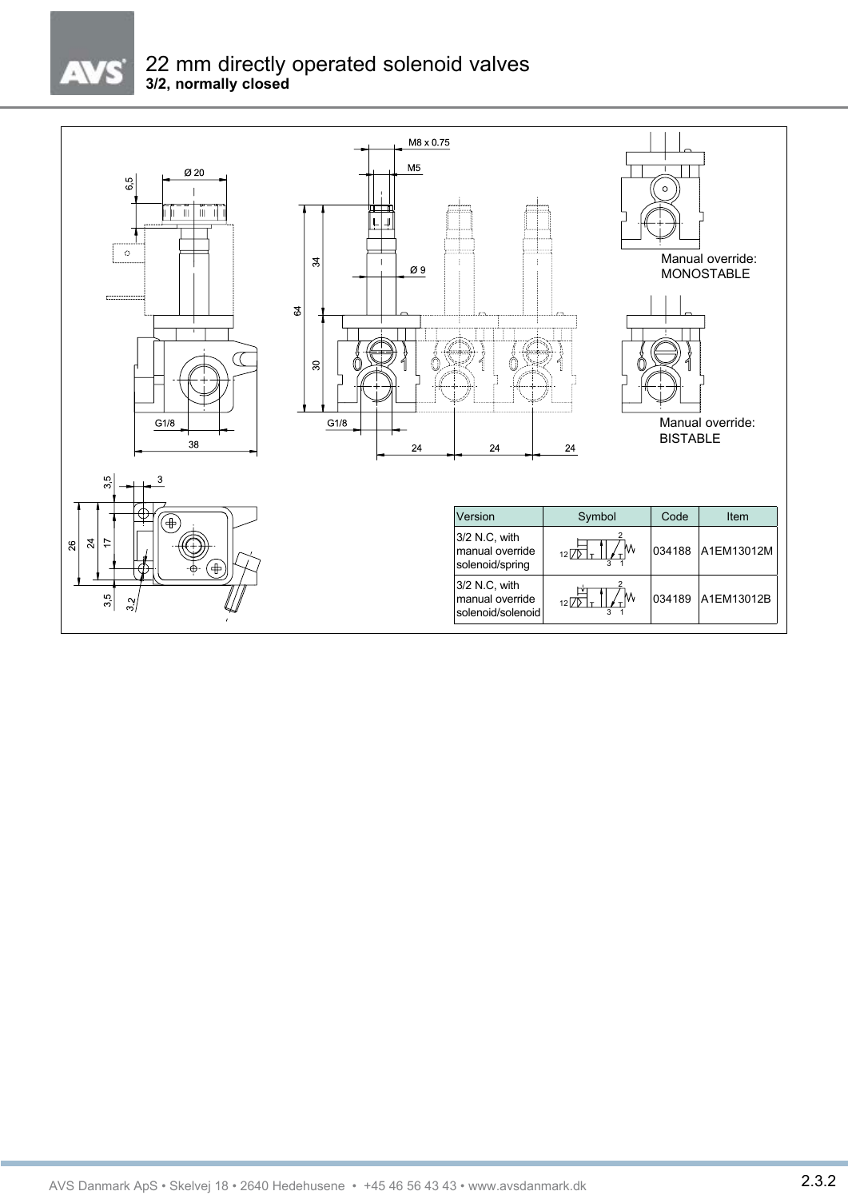# 22 mm directly operated solenoid valves

**3/2, normally closed**

M8 x 0.75

M5

Ø 20

6,5

34

Ø 9

64

30

G1/8

38

G1/8

24

24

24

Manual override:
MONOSTABLE

Manual override:
BISTABLE

3,5

3

26

24

17

3,5

3,2

| Version | Symbol | Code | Item |
|---|---|---|---|
| 3/2 N.C, with manual override solenoid/spring | | 034188 | A1EM13012M |
| 3/2 N.C, with manual override solenoid/solenoid | | 034189 | A1EM13012B |

AVS Danmark ApS • Skelvej 18 • 2640 Hedehusene • +45 46 56 43 43 • www.avsdanmark.dk